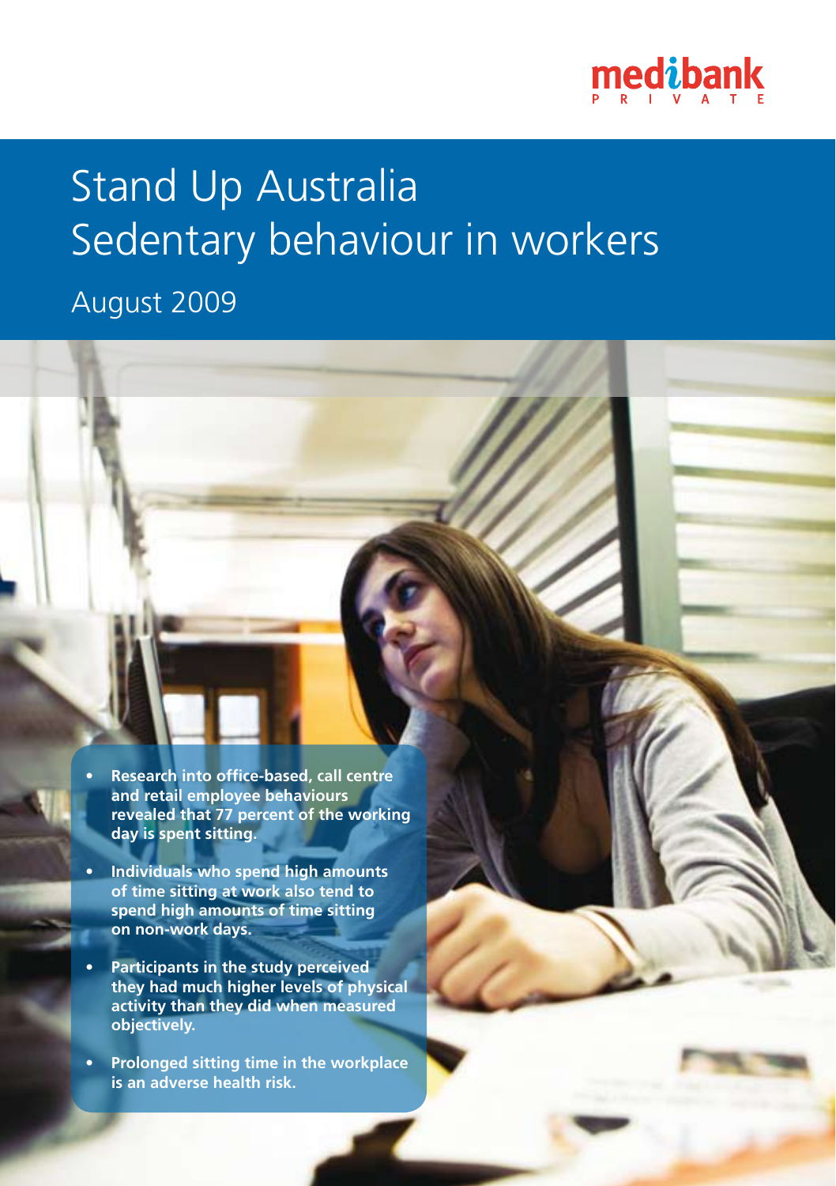medibank PRIVATE

# Stand Up Australia Sedentary behaviour in workers

## August 2009

- **Research into office-based, call centre and retail employee behaviours revealed that 77 percent of the working day is spent sitting.**
- **Individuals who spend high amounts of time sitting at work also tend to spend high amounts of time sitting on non-work days.**
- **Participants in the study perceived they had much higher levels of physical activity than they did when measured objectively.**
- **Prolonged sitting time in the workplace is an adverse health risk.**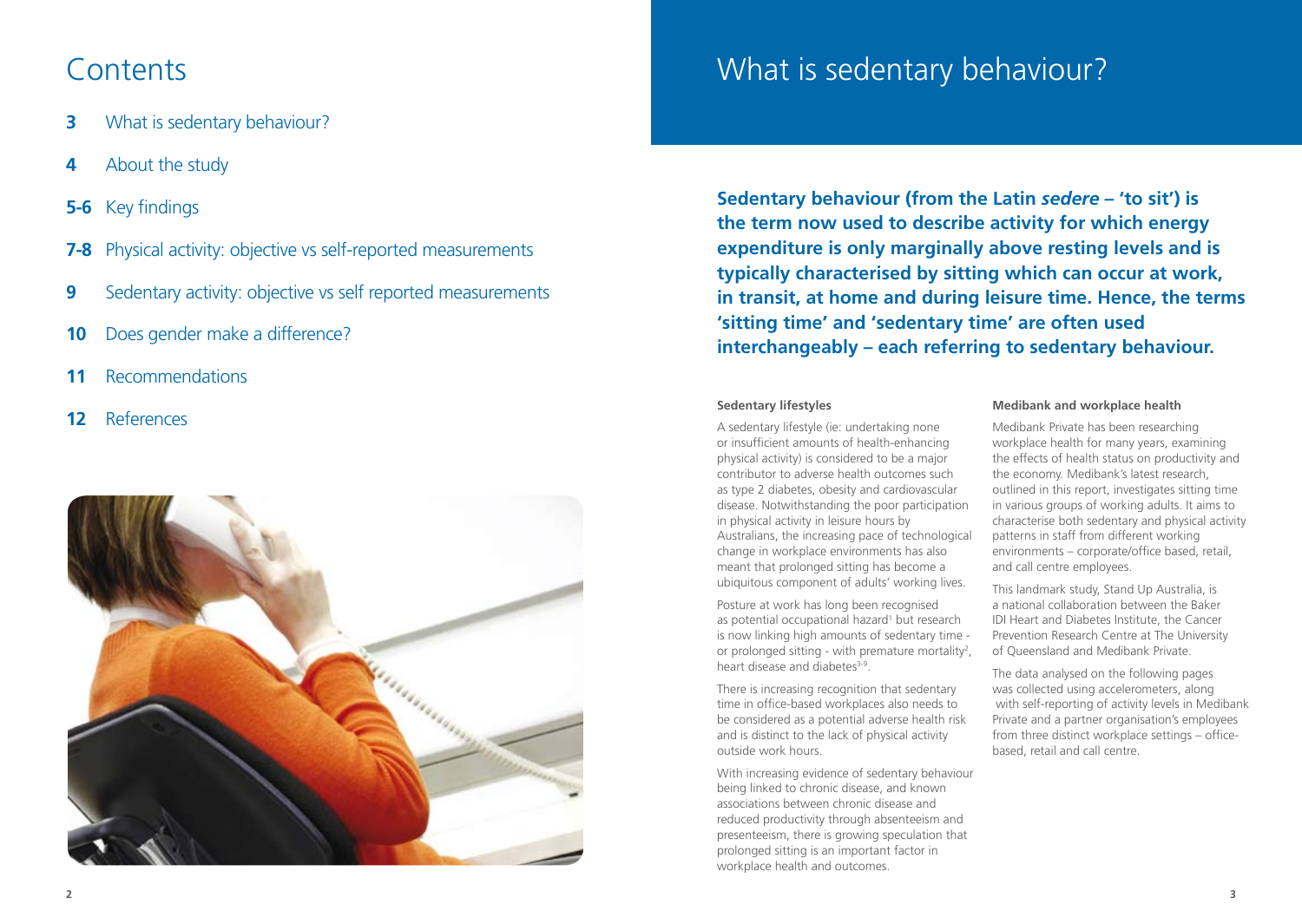# Contents

- **3** What is sedentary behaviour?
- **4** About the study
- **5-6** Key findings
- **7-8** Physical activity: objective vs self-reported measurements
- **9** Sedentary activity: objective vs self reported measurements
- **10** Does gender make a difference?
- **11** Recommendations
- **12** References

# What is sedentary behaviour?

**Sedentary behaviour (from the Latin *sedere* – 'to sit') is the term now used to describe activity for which energy expenditure is only marginally above resting levels and is typically characterised by sitting which can occur at work, in transit, at home and during leisure time. Hence, the terms 'sitting time' and 'sedentary time' are often used interchangeably – each referring to sedentary behaviour.**

### Sedentary lifestyles

A sedentary lifestyle (ie: undertaking none or insufficient amounts of health-enhancing physical activity) is considered to be a major contributor to adverse health outcomes such as type 2 diabetes, obesity and cardiovascular disease. Notwithstanding the poor participation in physical activity in leisure hours by Australians, the increasing pace of technological change in workplace environments has also meant that prolonged sitting has become a ubiquitous component of adults' working lives.

Posture at work has long been recognised as potential occupational hazard[1] but research is now linking high amounts of sedentary time - or prolonged sitting - with premature mortality[2], heart disease and diabetes[3-9].

There is increasing recognition that sedentary time in office-based workplaces also needs to be considered as a potential adverse health risk and is distinct to the lack of physical activity outside work hours.

With increasing evidence of sedentary behaviour being linked to chronic disease, and known associations between chronic disease and reduced productivity through absenteeism and presenteeism, there is growing speculation that prolonged sitting is an important factor in workplace health and outcomes.

### Medibank and workplace health

Medibank Private has been researching workplace health for many years, examining the effects of health status on productivity and the economy. Medibank's latest research, outlined in this report, investigates sitting time in various groups of working adults. It aims to characterise both sedentary and physical activity patterns in staff from different working environments – corporate/office based, retail, and call centre employees.

This landmark study, Stand Up Australia, is a national collaboration between the Baker IDI Heart and Diabetes Institute, the Cancer Prevention Research Centre at The University of Queensland and Medibank Private.

The data analysed on the following pages was collected using accelerometers, along with self-reporting of activity levels in Medibank Private and a partner organisation's employees from three distinct workplace settings – office-based, retail and call centre.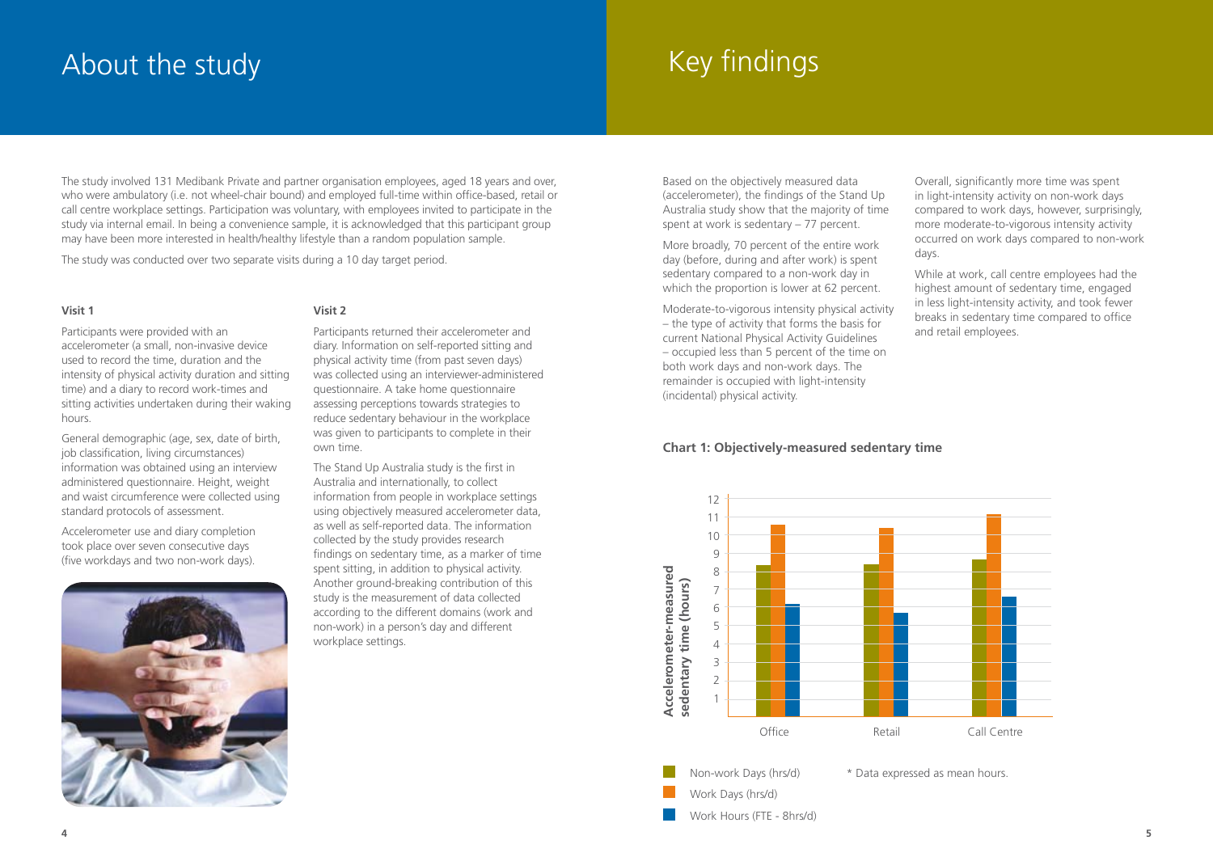# About the study

The study involved 131 Medibank Private and partner organisation employees, aged 18 years and over, who were ambulatory (i.e. not wheel-chair bound) and employed full-time within office-based, retail or call centre workplace settings. Participation was voluntary, with employees invited to participate in the study via internal email. In being a convenience sample, it is acknowledged that this participant group may have been more interested in health/healthy lifestyle than a random population sample.

The study was conducted over two separate visits during a 10 day target period.

### Visit 1

Participants were provided with an accelerometer (a small, non-invasive device used to record the time, duration and the intensity of physical activity duration and sitting time) and a diary to record work-times and sitting activities undertaken during their waking hours.

General demographic (age, sex, date of birth, job classification, living circumstances) information was obtained using an interview administered questionnaire. Height, weight and waist circumference were collected using standard protocols of assessment.

Accelerometer use and diary completion took place over seven consecutive days (five workdays and two non-work days).

### Visit 2

Participants returned their accelerometer and diary. Information on self-reported sitting and physical activity time (from past seven days) was collected using an interviewer-administered questionnaire. A take home questionnaire assessing perceptions towards strategies to reduce sedentary behaviour in the workplace was given to participants to complete in their own time.

The Stand Up Australia study is the first in Australia and internationally, to collect information from people in workplace settings using objectively measured accelerometer data, as well as self-reported data. The information collected by the study provides research findings on sedentary time, as a marker of time spent sitting, in addition to physical activity. Another ground-breaking contribution of this study is the measurement of data collected according to the different domains (work and non-work) in a person's day and different workplace settings.

# Key findings

Based on the objectively measured data (accelerometer), the findings of the Stand Up Australia study show that the majority of time spent at work is sedentary – 77 percent.

More broadly, 70 percent of the entire work day (before, during and after work) is spent sedentary compared to a non-work day in which the proportion is lower at 62 percent.

Moderate-to-vigorous intensity physical activity – the type of activity that forms the basis for current National Physical Activity Guidelines – occupied less than 5 percent of the time on both work days and non-work days. The remainder is occupied with light-intensity (incidental) physical activity.

Overall, significantly more time was spent in light-intensity activity on non-work days compared to work days, however, surprisingly, more moderate-to-vigorous intensity activity occurred on work days compared to non-work days.

While at work, call centre employees had the highest amount of sedentary time, engaged in less light-intensity activity, and took fewer breaks in sedentary time compared to office and retail employees.

**Chart 1: Objectively-measured sedentary time**

Accelerometer-measured sedentary time (hours)

| | Non-work Days (hrs/d) | Work Days (hrs/d) | Work Hours (FTE - 8hrs/d) |
|---|---|---|---|
| Office | ~8.3 | ~10.5 | ~6.1 |
| Retail | ~8.3 | ~10.4 | ~5.7 |
| Call Centre | ~8.6 | ~11.1 | ~6.6 |

\* Data expressed as mean hours.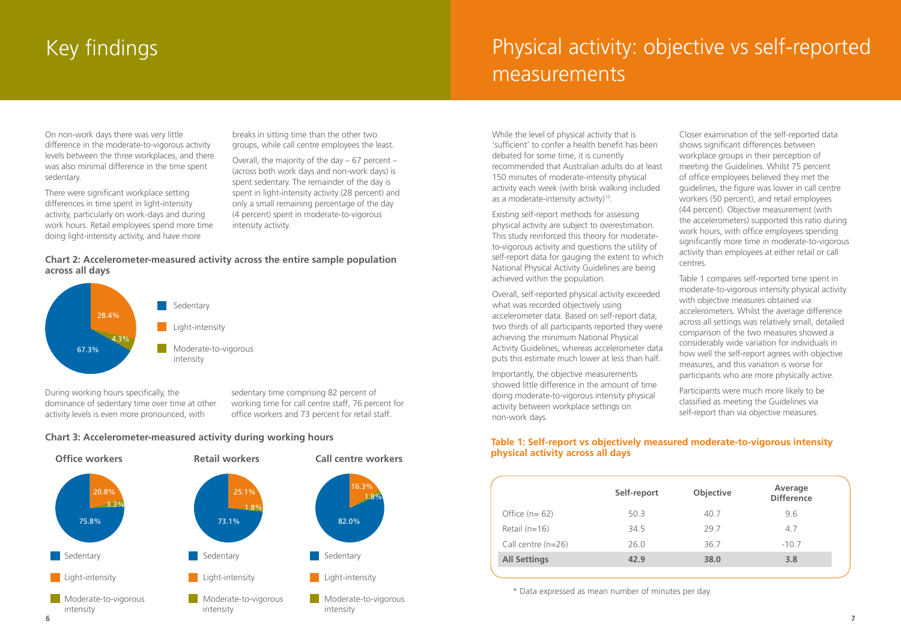# Key findings

On non-work days there was very little difference in the moderate-to-vigorous activity levels between the three workplaces, and there was also minimal difference in the time spent sedentary.

There were significant workplace setting differences in time spent in light-intensity activity, particularly on work-days and during work hours. Retail employees spend more time doing light-intensity activity, and have more breaks in sitting time than the other two groups, while call centre employees the least.

Overall, the majority of the day – 67 percent – (across both work days and non-work days) is spent sedentary. The remainder of the day is spent in light-intensity activity (28 percent) and only a small remaining percentage of the day (4 percent) spent in moderate-to-vigorous intensity activity.

**Chart 2: Accelerometer-measured activity across the entire sample population across all days**

- Sedentary: 67.3%
- Light-intensity: 28.4%
- Moderate-to-vigorous intensity: 4.3%

During working hours specifically, the dominance of sedentary time over time at other activity levels is even more pronounced, with sedentary time comprising 82 percent of working time for call centre staff, 76 percent for office workers and 73 percent for retail staff.

**Chart 3: Accelerometer-measured activity during working hours**

| | Office workers | Retail workers | Call centre workers |
|---|---|---|---|
| Sedentary | 75.8% | 73.1% | 82.0% |
| Light-intensity | 20.8% | 25.1% | 16.3% |
| Moderate-to-vigorous intensity | 3.3% | 1.8% | 1.8% |

# Physical activity: objective vs self-reported measurements

While the level of physical activity that is 'sufficient' to confer a health benefit has been debated for some time, it is currently recommended that Australian adults do at least 150 minutes of moderate-intensity physical activity each week (with brisk walking included as a moderate-intensity activity)[10].

Existing self-report methods for assessing physical activity are subject to overestimation. This study reinforced this theory for moderate-to-vigorous activity and questions the utility of self-report data for gauging the extent to which National Physical Activity Guidelines are being achieved within the population.

Overall, self-reported physical activity exceeded what was recorded objectively using accelerometer data. Based on self-report data, two thirds of all participants reported they were achieving the minimum National Physical Activity Guidelines, whereas accelerometer data puts this estimate much lower at less than half.

Importantly, the objective measurements showed little difference in the amount of time doing moderate-to-vigorous intensity physical activity between workplace settings on non-work days.

Closer examination of the self-reported data shows significant differences between workplace groups in their perception of meeting the Guidelines. Whilst 75 percent of office employees believed they met the guidelines, the figure was lower in call centre workers (50 percent), and retail employees (44 percent). Objective measurement (with the accelerometers) supported this ratio during work hours, with office employees spending significantly more time in moderate-to-vigorous activity than employees at either retail or call centres.

Table 1 compares self-reported time spent in moderate-to-vigorous intensity physical activity with objective measures obtained via accelerometers. Whilst the average difference across all settings was relatively small, detailed comparison of the two measures showed a considerably wide variation for individuals in how well the self-report agrees with objective measures, and this variation is worse for participants who are more physically active.

Participants were much more likely to be classified as meeting the Guidelines via self-report than via objective measures.

**Table 1: Self-report vs objectively measured moderate-to-vigorous intensity physical activity across all days**

| | Self-report | Objective | Average Difference |
|---|---|---|---|
| Office (n= 62) | 50.3 | 40.7 | 9.6 |
| Retail (n=16) | 34.5 | 29.7 | 4.7 |
| Call centre (n=26) | 26.0 | 36.7 | -10.7 |
| **All Settings** | **42.9** | **38.0** | **3.8** |

\* Data expressed as mean number of minutes per day.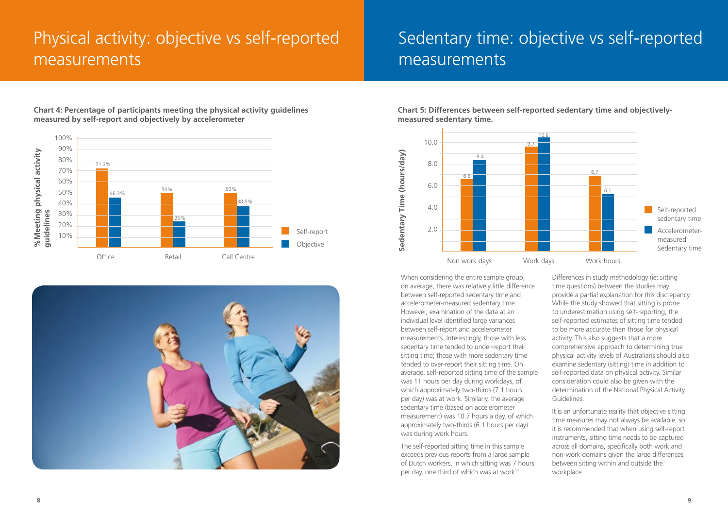# Physical activity: objective vs self-reported measurements

**Chart 4: Percentage of participants meeting the physical activity guidelines measured by self-report and objectively by accelerometer**

| | Self-report | Objective |
|---|---|---|
| Office | 71.3% | 46.3% |
| Retail | 50% | 25% |
| Call Centre | 50% | 38.5% |

# Sedentary time: objective vs self-reported measurements

**Chart 5: Differences between self-reported sedentary time and objectively-measured sedentary time.**

| Sedentary Time (hours/day) | Self-reported sedentary time | Accelerometer-measured Sedentary time |
|---|---|---|
| Non work days | 6.6 | 8.4 |
| Work days | 9.7 | 10.6 |
| Work hours | 6.7 | 6.1 |

When considering the entire sample group, on average, there was relatively little difference between self-reported sedentary time and accelerometer-measured sedentary time. However, examination of the data at an individual level identified large variances between self-report and accelerometer measurements. Interestingly, those with less sedentary time tended to under-report their sitting time; those with more sedentary time tended to over-report their sitting time. On average, self-reported sitting time of the sample was 11 hours per day during workdays, of which approximately two-thirds (7.1 hours per day) was at work. Similarly, the average sedentary time (based on accelerometer measurement) was 10.7 hours a day, of which approximately two-thirds (6.1 hours per day) was during work hours.

The self-reported sitting time in this sample exceeds previous reports from a large sample of Dutch workers, in which sitting was 7 hours per day, one third of which was at work[11].

Differences in study methodology (ie: sitting time questions) between the studies may provide a partial explanation for this discrepancy. While the study showed that sitting is prone to underestimation using self-reporting, the self-reported estimates of sitting time tended to be more accurate than those for physical activity. This also suggests that a more comprehensive approach to determining true physical activity levels of Australians should also examine sedentary (sitting) time in addition to self-reported data on physical activity. Similar consideration could also be given with the determination of the National Physical Activity Guidelines.

It is an unfortunate reality that objective sitting time measures may not always be available, so it is recommended that when using self-report instruments, sitting time needs to be captured across all domains, specifically both work and non-work domains given the large differences between sitting within and outside the workplace.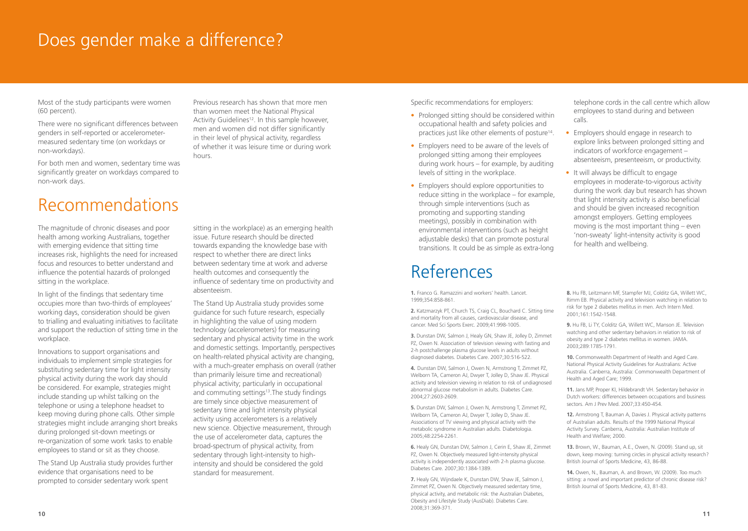# Does gender make a difference?

Most of the study participants were women (60 percent).

There were no significant differences between genders in self-reported or accelerometer-measured sedentary time (on workdays or non-workdays).

For both men and women, sedentary time was significantly greater on workdays compared to non-work days.

Previous research has shown that more men than women meet the National Physical Activity Guidelines[12]. In this sample however, men and women did not differ significantly in their level of physical activity, regardless of whether it was leisure time or during work hours.

# Recommendations

The magnitude of chronic diseases and poor health among working Australians, together with emerging evidence that sitting time increases risk, highlights the need for increased focus and resources to better understand and influence the potential hazards of prolonged sitting in the workplace.

In light of the findings that sedentary time occupies more than two-thirds of employees' working days, consideration should be given to trialling and evaluating initiatives to facilitate and support the reduction of sitting time in the workplace.

Innovations to support organisations and individuals to implement simple strategies for substituting sedentary time for light intensity physical activity during the work day should be considered. For example, strategies might include standing up whilst talking on the telephone or using a telephone headset to keep moving during phone calls. Other simple strategies might include arranging short breaks during prolonged sit-down meetings or re-organization of some work tasks to enable employees to stand or sit as they choose.

The Stand Up Australia study provides further evidence that organisations need to be prompted to consider sedentary work spent sitting in the workplace) as an emerging health issue. Future research should be directed towards expanding the knowledge base with respect to whether there are direct links between sedentary time at work and adverse health outcomes and consequently the influence of sedentary time on productivity and absenteeism.

The Stand Up Australia study provides some guidance for such future research, especially in highlighting the value of using modern technology (accelerometers) for measuring sedentary and physical activity time in the work and domestic settings. Importantly, perspectives on health-related physical activity are changing, with a much-greater emphasis on overall (rather than primarily leisure time and recreational) physical activity; particularly in occupational and commuting settings[13]. The study findings are timely since objective measurement of sedentary time and light intensity physical activity using accelerometers is a relatively new science. Objective measurement, through the use of accelerometer data, captures the broad-spectrum of physical activity, from sedentary through light-intensity to high-intensity and should be considered the gold standard for measurement.

Specific recommendations for employers:

- Prolonged sitting should be considered within occupational health and safety policies and practices just like other elements of posture[14].
- Employers need to be aware of the levels of prolonged sitting among their employees during work hours – for example, by auditing levels of sitting in the workplace.
- Employers should explore opportunities to reduce sitting in the workplace – for example, through simple interventions (such as promoting and supporting standing meetings), possibly in combination with environmental interventions (such as height adjustable desks) that can promote postural transitions. It could be as simple as extra-long telephone cords in the call centre which allow employees to stand during and between calls.
- Employers should engage in research to explore links between prolonged sitting and indicators of workforce engagement – absenteeism, presenteeism, or productivity.
- It will always be difficult to engage employees in moderate-to-vigorous activity during the work day but research has shown that light intensity activity is also beneficial and should be given increased recognition amongst employers. Getting employees moving is the most important thing – even 'non-sweaty' light-intensity activity is good for health and wellbeing.

# References

**1.** Franco G. Ramazzini and workers' health. Lancet. 1999;354:858-861.

**2.** Katzmarzyk PT, Church TS, Craig CL, Bouchard C. Sitting time and mortality from all causes, cardiovascular disease, and cancer. Med Sci Sports Exerc. 2009;41:998-1005.

**3.** Dunstan DW, Salmon J, Healy GN, Shaw JE, Jolley D, Zimmet PZ, Owen N. Association of television viewing with fasting and 2-h postchallenge plasma glucose levels in adults without diagnosed diabetes. Diabetes Care. 2007;30:516-522.

**4.** Dunstan DW, Salmon J, Owen N, Armstrong T, Zimmet PZ, Welborn TA, Cameron AJ, Dwyer T, Jolley D, Shaw JE. Physical activity and television viewing in relation to risk of undiagnosed abnormal glucose metabolism in adults. Diabetes Care. 2004;27:2603-2609.

**5.** Dunstan DW, Salmon J, Owen N, Armstrong T, Zimmet PZ, Welborn TA, Cameron AJ, Dwyer T, Jolley D, Shaw JE. Associations of TV viewing and physical activity with the metabolic syndrome in Australian adults. Diabetologia. 2005;48:2254-2261.

**6.** Healy GN, Dunstan DW, Salmon J, Cerin E, Shaw JE, Zimmet PZ, Owen N. Objectively measured light-intensity physical activity is independently associated with 2-h plasma glucose. Diabetes Care. 2007;30:1384-1389.

**7.** Healy GN, Wijndaele K, Dunstan DW, Shaw JE, Salmon J, Zimmet PZ, Owen N. Objectively measured sedentary time, physical activity, and metabolic risk: the Australian Diabetes, Obesity and Lifestyle Study (AusDiab). Diabetes Care. 2008;31:369-371.

**8.** Hu FB, Leitzmann MF, Stampfer MJ, Colditz GA, Willett WC, Rimm EB. Physical activity and television watching in relation to risk for type 2 diabetes mellitus in men. Arch Intern Med. 2001;161:1542-1548.

**9.** Hu FB, Li TY, Colditz GA, Willett WC, Manson JE. Television watching and other sedentary behaviors in relation to risk of obesity and type 2 diabetes mellitus in women. JAMA. 2003;289:1785-1791.

**10.** Commonwealth Department of Health and Aged Care. National Physical Activity Guidelines for Australians: Active Australia. Canberra, Australia: Commonwealth Department of Health and Aged Care; 1999.

**11.** Jans MP, Proper KI, Hildebrandt VH. Sedentary behavior in Dutch workers: differences between occupations and business sectors. Am J Prev Med. 2007;33:450-454.

**12.** Armstrong T, Bauman A, Davies J. Physical activity patterns of Australian adults. Results of the 1999 National Physical Activity Survey. Canberra, Australia: Australian Institute of Health and Welfare; 2000.

**13.** Brown, W., Bauman, A.E., Owen, N. (2009). Stand up, sit down, keep moving: turning circles in physical activity research? British Journal of Sports Medicine, 43, 86-88.

**14.** Owen, N., Bauman, A. and Brown, W. (2009). Too much sitting: a novel and important predictor of chronic disease risk? British Journal of Sports Medicine, 43, 81-83.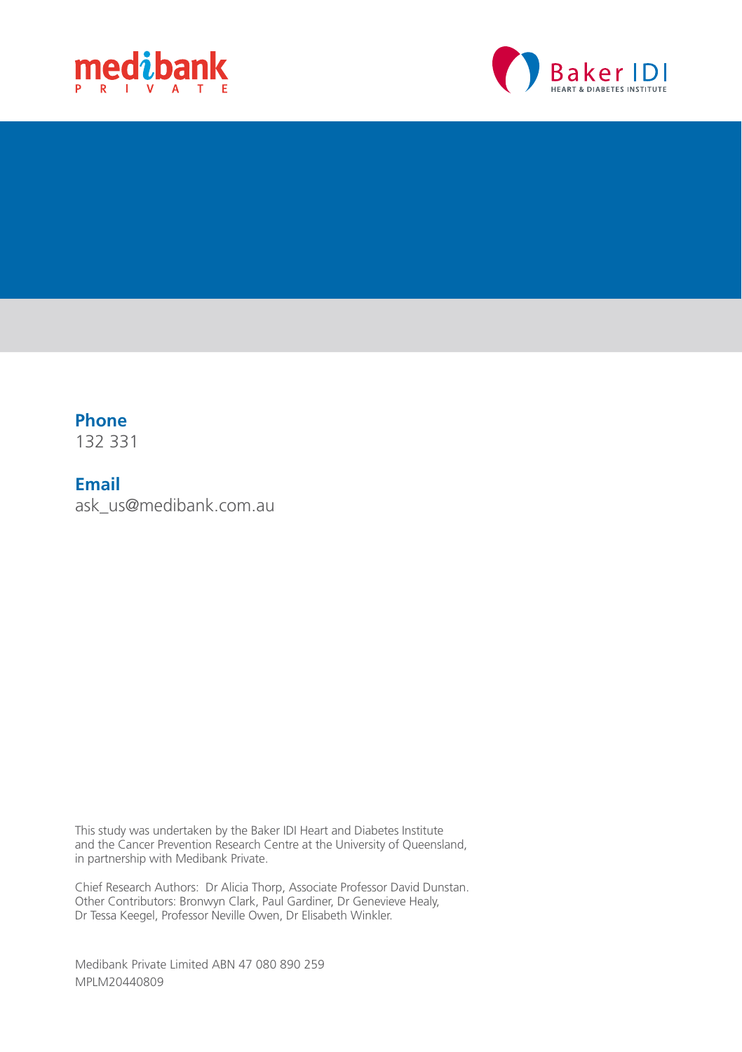**Phone**
132 331

**Email**
ask_us@medibank.com.au

This study was undertaken by the Baker IDI Heart and Diabetes Institute and the Cancer Prevention Research Centre at the University of Queensland, in partnership with Medibank Private.

Chief Research Authors: Dr Alicia Thorp, Associate Professor David Dunstan.
Other Contributors: Bronwyn Clark, Paul Gardiner, Dr Genevieve Healy, Dr Tessa Keegel, Professor Neville Owen, Dr Elisabeth Winkler.

Medibank Private Limited ABN 47 080 890 259
MPLM20440809